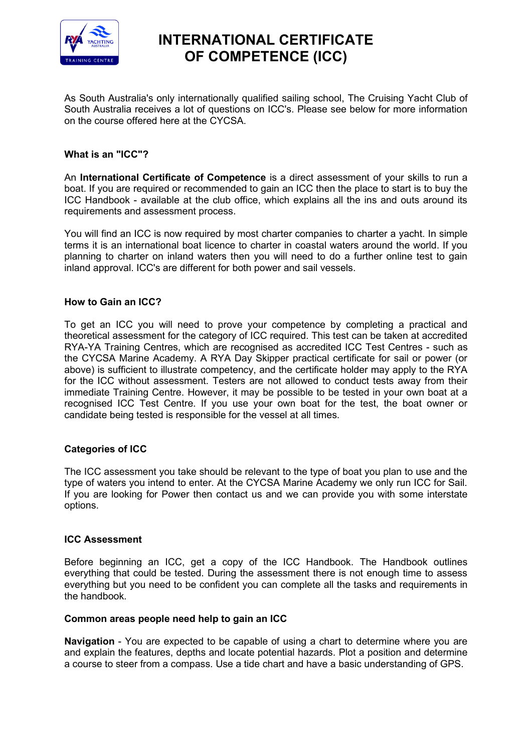# INTERNATIONAL CERTIFICATE OF COMPETENCE (ICC)

As South Australia's only internationally qualified sailing school, The Cruising Yacht Club of South Australia receives a lot of questions on ICC's. Please see below for more information on the course offered here at the CYCSA.

### What is an "ICC"?

An **International Certificate of Competence** is a direct assessment of your skills to run a boat. If you are required or recommended to gain an ICC then the place to start is to buy the ICC Handbook - available at the club office, which explains all the ins and outs around its requirements and assessment process.

You will find an ICC is now required by most charter companies to charter a yacht. In simple terms it is an international boat licence to charter in coastal waters around the world. If you planning to charter on inland waters then you will need to do a further online test to gain inland approval. ICC's are different for both power and sail vessels.

### How to Gain an ICC?

To get an ICC you will need to prove your competence by completing a practical and theoretical assessment for the category of ICC required. This test can be taken at accredited RYA-YA Training Centres, which are recognised as accredited ICC Test Centres - such as the CYCSA Marine Academy. A RYA Day Skipper practical certificate for sail or power (or above) is sufficient to illustrate competency, and the certificate holder may apply to the RYA for the ICC without assessment. Testers are not allowed to conduct tests away from their immediate Training Centre. However, it may be possible to be tested in your own boat at a recognised ICC Test Centre. If you use your own boat for the test, the boat owner or candidate being tested is responsible for the vessel at all times.

### Categories of ICC

The ICC assessment you take should be relevant to the type of boat you plan to use and the type of waters you intend to enter. At the CYCSA Marine Academy we only run ICC for Sail. If you are looking for Power then contact us and we can provide you with some interstate options.

### ICC Assessment

Before beginning an ICC, get a copy of the ICC Handbook. The Handbook outlines everything that could be tested. During the assessment there is not enough time to assess everything but you need to be confident you can complete all the tasks and requirements in the handbook.

### Common areas people need help to gain an ICC

**Navigation** - You are expected to be capable of using a chart to determine where you are and explain the features, depths and locate potential hazards. Plot a position and determine a course to steer from a compass. Use a tide chart and have a basic understanding of GPS.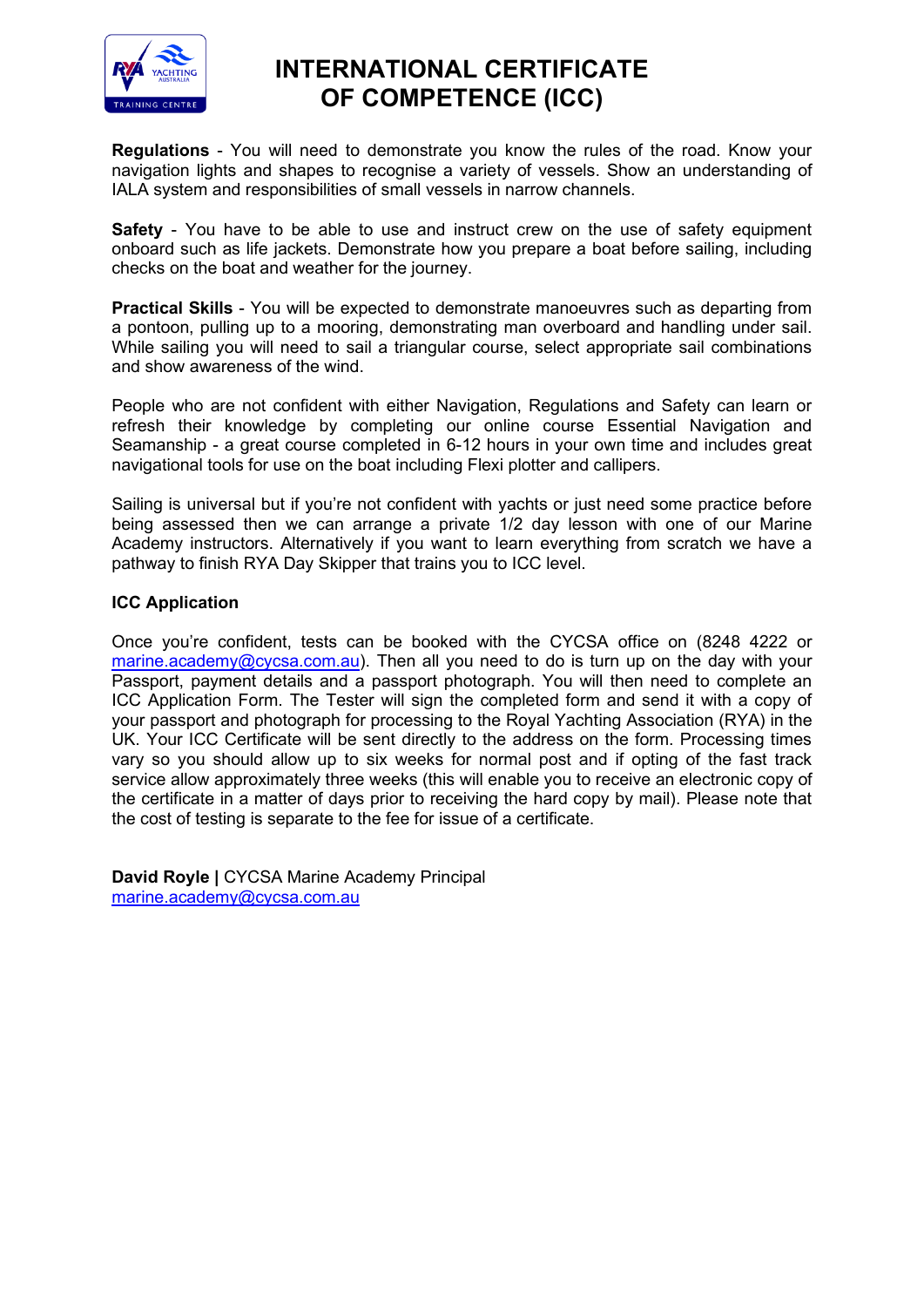# INTERNATIONAL CERTIFICATE OF COMPETENCE (ICC)

**Regulations** - You will need to demonstrate you know the rules of the road. Know your navigation lights and shapes to recognise a variety of vessels. Show an understanding of IALA system and responsibilities of small vessels in narrow channels.

**Safety** - You have to be able to use and instruct crew on the use of safety equipment onboard such as life jackets. Demonstrate how you prepare a boat before sailing, including checks on the boat and weather for the journey.

**Practical Skills** - You will be expected to demonstrate manoeuvres such as departing from a pontoon, pulling up to a mooring, demonstrating man overboard and handling under sail. While sailing you will need to sail a triangular course, select appropriate sail combinations and show awareness of the wind.

People who are not confident with either Navigation, Regulations and Safety can learn or refresh their knowledge by completing our online course Essential Navigation and Seamanship - a great course completed in 6-12 hours in your own time and includes great navigational tools for use on the boat including Flexi plotter and callipers.

Sailing is universal but if you're not confident with yachts or just need some practice before being assessed then we can arrange a private 1/2 day lesson with one of our Marine Academy instructors. Alternatively if you want to learn everything from scratch we have a pathway to finish RYA Day Skipper that trains you to ICC level.

**ICC Application**

Once you're confident, tests can be booked with the CYCSA office on (8248 4222 or marine.academy@cycsa.com.au). Then all you need to do is turn up on the day with your Passport, payment details and a passport photograph. You will then need to complete an ICC Application Form. The Tester will sign the completed form and send it with a copy of your passport and photograph for processing to the Royal Yachting Association (RYA) in the UK. Your ICC Certificate will be sent directly to the address on the form. Processing times vary so you should allow up to six weeks for normal post and if opting of the fast track service allow approximately three weeks (this will enable you to receive an electronic copy of the certificate in a matter of days prior to receiving the hard copy by mail). Please note that the cost of testing is separate to the fee for issue of a certificate.

**David Royle |** CYCSA Marine Academy Principal
marine.academy@cycsa.com.au